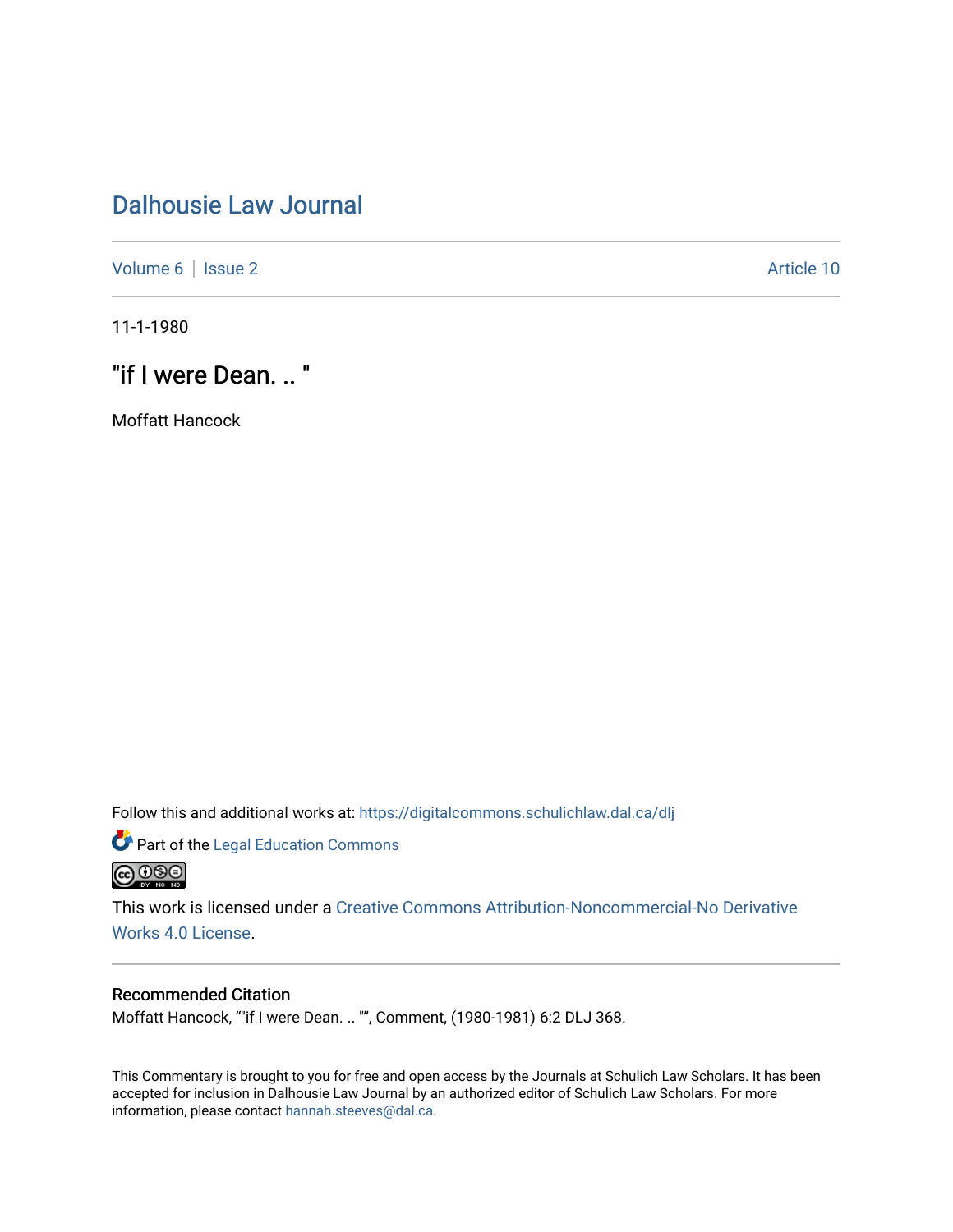# Dalhousie Law Journal

Volume 6 | Issue 2 Article 10

11-1-1980

## "if I were Dean. .. "

Moffatt Hancock

Follow this and additional works at: https://digitalcommons.schulichlaw.dal.ca/dlj

Part of the Legal Education Commons

This work is licensed under a Creative Commons Attribution-Noncommercial-No Derivative Works 4.0 License.

### Recommended Citation

Moffatt Hancock, ""if I were Dean. .. "", Comment, (1980-1981) 6:2 DLJ 368.

This Commentary is brought to you for free and open access by the Journals at Schulich Law Scholars. It has been accepted for inclusion in Dalhousie Law Journal by an authorized editor of Schulich Law Scholars. For more information, please contact hannah.steeves@dal.ca.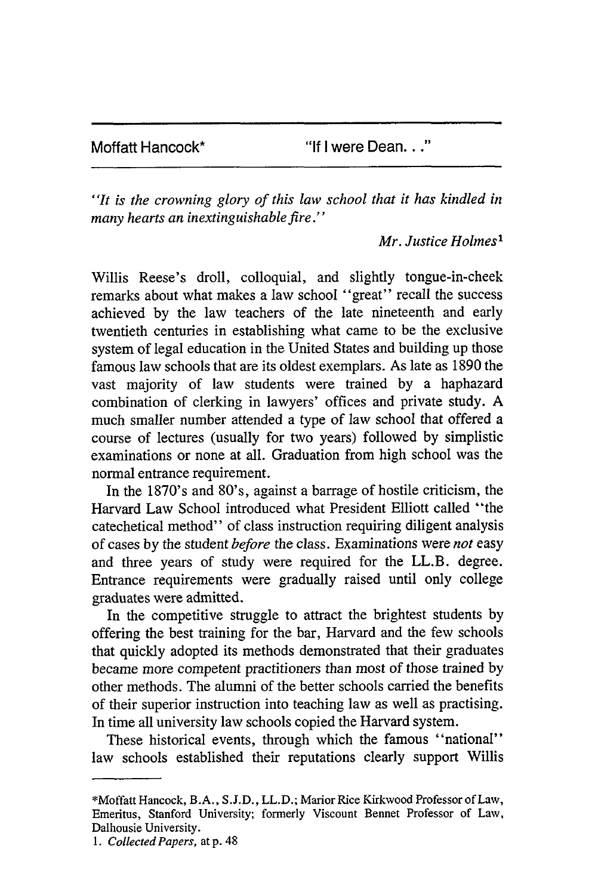Moffatt Hancock* "If I were Dean. . ."

*"It is the crowning glory of this law school that it has kindled in many hearts an inextinguishable fire."*

*Mr. Justice Holmes*[1]

Willis Reese's droll, colloquial, and slightly tongue-in-cheek remarks about what makes a law school "great" recall the success achieved by the law teachers of the late nineteenth and early twentieth centuries in establishing what came to be the exclusive system of legal education in the United States and building up those famous law schools that are its oldest exemplars. As late as 1890 the vast majority of law students were trained by a haphazard combination of clerking in lawyers' offices and private study. A much smaller number attended a type of law school that offered a course of lectures (usually for two years) followed by simplistic examinations or none at all. Graduation from high school was the normal entrance requirement.

In the 1870's and 80's, against a barrage of hostile criticism, the Harvard Law School introduced what President Elliott called "the catechetical method" of class instruction requiring diligent analysis of cases by the student *before* the class. Examinations were *not* easy and three years of study were required for the LL.B. degree. Entrance requirements were gradually raised until only college graduates were admitted.

In the competitive struggle to attract the brightest students by offering the best training for the bar, Harvard and the few schools that quickly adopted its methods demonstrated that their graduates became more competent practitioners than most of those trained by other methods. The alumni of the better schools carried the benefits of their superior instruction into teaching law as well as practising. In time all university law schools copied the Harvard system.

These historical events, through which the famous "national" law schools established their reputations clearly support Willis

---

*Moffatt Hancock, B.A., S.J.D., LL.D.; Marior Rice Kirkwood Professor of Law, Emeritus, Stanford University; formerly Viscount Bennet Professor of Law, Dalhousie University.

1. *Collected Papers*, at p. 48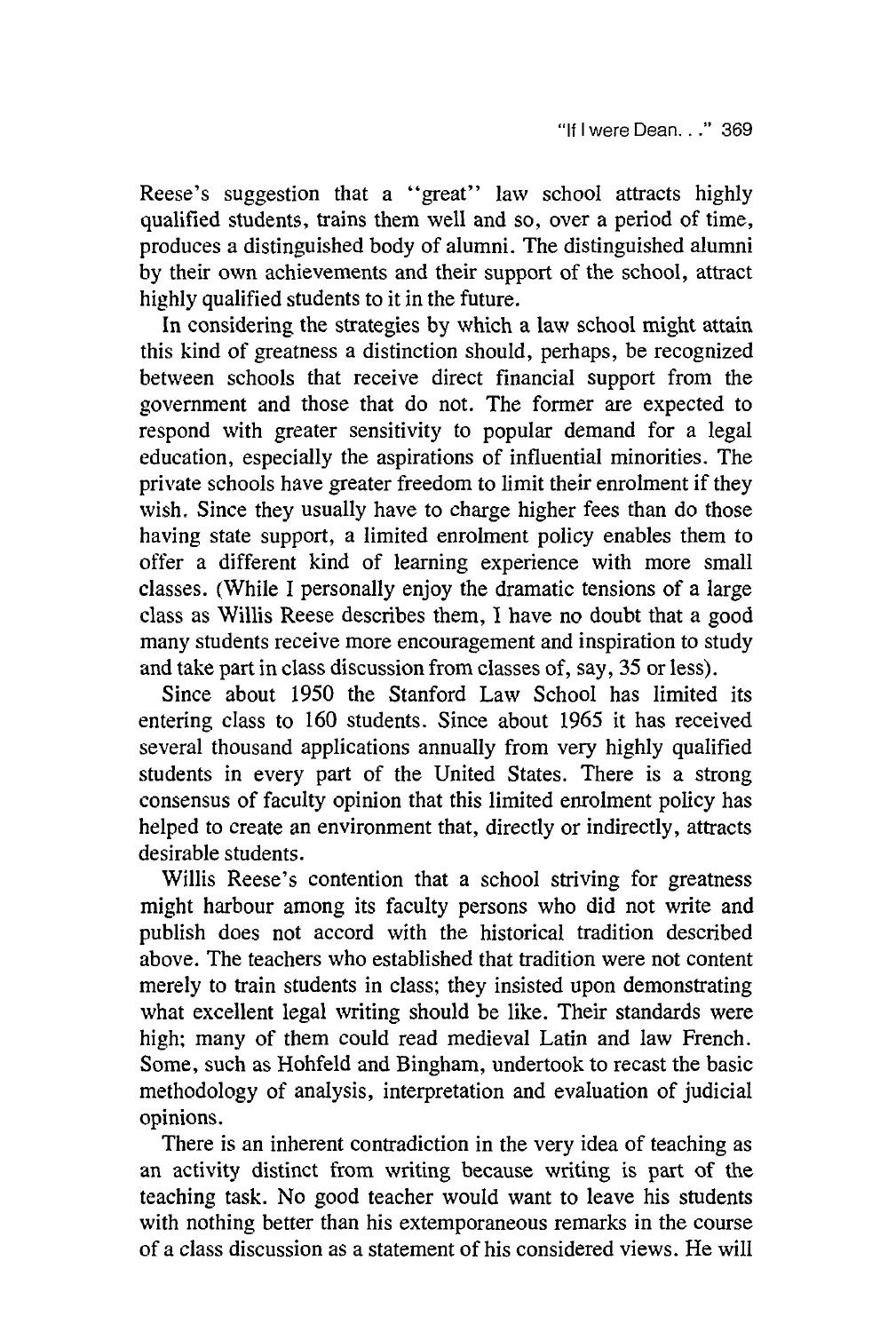Reese's suggestion that a "great" law school attracts highly qualified students, trains them well and so, over a period of time, produces a distinguished body of alumni. The distinguished alumni by their own achievements and their support of the school, attract highly qualified students to it in the future.

In considering the strategies by which a law school might attain this kind of greatness a distinction should, perhaps, be recognized between schools that receive direct financial support from the government and those that do not. The former are expected to respond with greater sensitivity to popular demand for a legal education, especially the aspirations of influential minorities. The private schools have greater freedom to limit their enrolment if they wish. Since they usually have to charge higher fees than do those having state support, a limited enrolment policy enables them to offer a different kind of learning experience with more small classes. (While I personally enjoy the dramatic tensions of a large class as Willis Reese describes them, I have no doubt that a good many students receive more encouragement and inspiration to study and take part in class discussion from classes of, say, 35 or less).

Since about 1950 the Stanford Law School has limited its entering class to 160 students. Since about 1965 it has received several thousand applications annually from very highly qualified students in every part of the United States. There is a strong consensus of faculty opinion that this limited enrolment policy has helped to create an environment that, directly or indirectly, attracts desirable students.

Willis Reese's contention that a school striving for greatness might harbour among its faculty persons who did not write and publish does not accord with the historical tradition described above. The teachers who established that tradition were not content merely to train students in class; they insisted upon demonstrating what excellent legal writing should be like. Their standards were high; many of them could read medieval Latin and law French. Some, such as Hohfeld and Bingham, undertook to recast the basic methodology of analysis, interpretation and evaluation of judicial opinions.

There is an inherent contradiction in the very idea of teaching as an activity distinct from writing because writing is part of the teaching task. No good teacher would want to leave his students with nothing better than his extemporaneous remarks in the course of a class discussion as a statement of his considered views. He will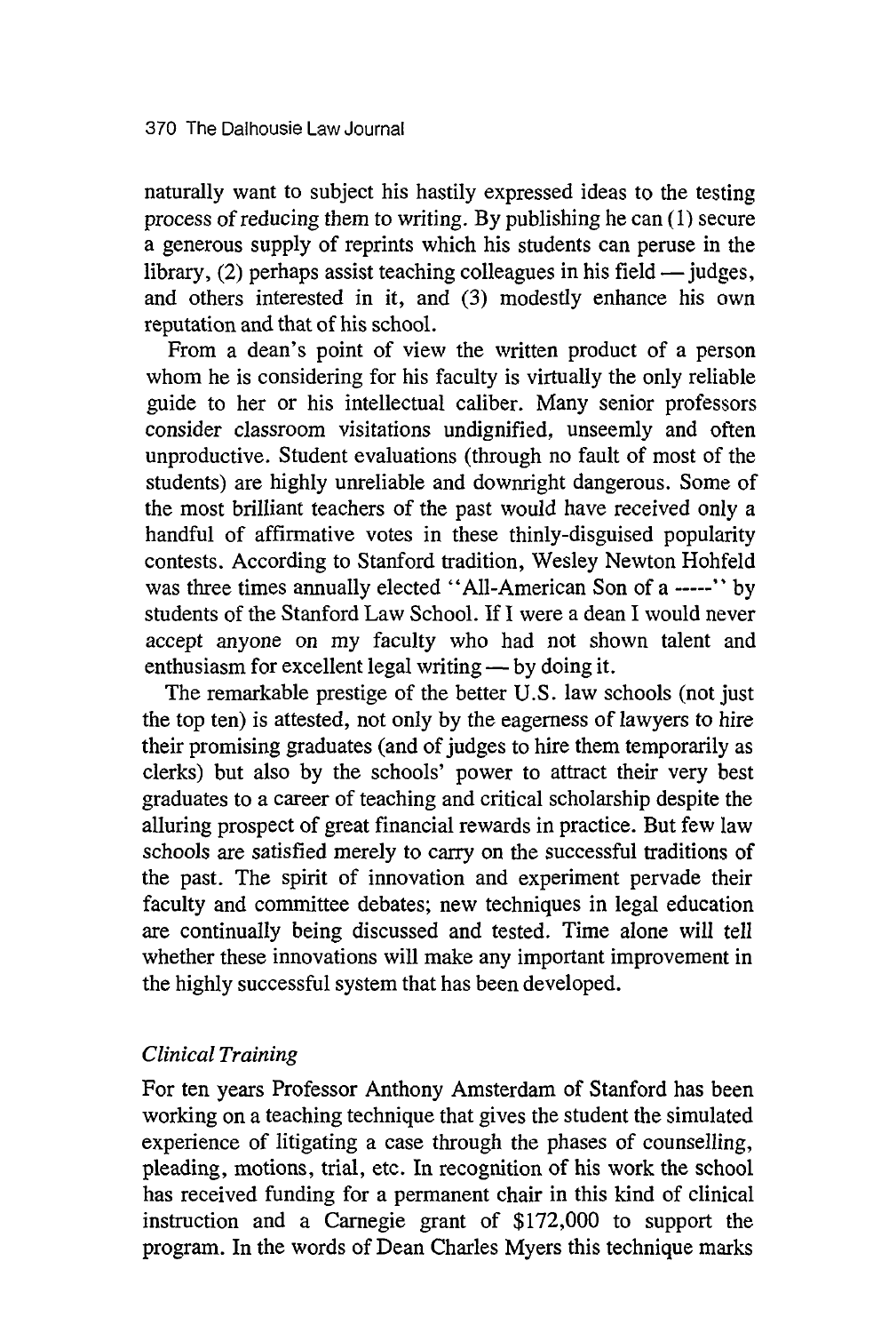naturally want to subject his hastily expressed ideas to the testing process of reducing them to writing. By publishing he can (1) secure a generous supply of reprints which his students can peruse in the library, (2) perhaps assist teaching colleagues in his field — judges, and others interested in it, and (3) modestly enhance his own reputation and that of his school.

From a dean's point of view the written product of a person whom he is considering for his faculty is virtually the only reliable guide to her or his intellectual caliber. Many senior professors consider classroom visitations undignified, unseemly and often unproductive. Student evaluations (through no fault of most of the students) are highly unreliable and downright dangerous. Some of the most brilliant teachers of the past would have received only a handful of affirmative votes in these thinly-disguised popularity contests. According to Stanford tradition, Wesley Newton Hohfeld was three times annually elected "All-American Son of a -----" by students of the Stanford Law School. If I were a dean I would never accept anyone on my faculty who had not shown talent and enthusiasm for excellent legal writing — by doing it.

The remarkable prestige of the better U.S. law schools (not just the top ten) is attested, not only by the eagerness of lawyers to hire their promising graduates (and of judges to hire them temporarily as clerks) but also by the schools' power to attract their very best graduates to a career of teaching and critical scholarship despite the alluring prospect of great financial rewards in practice. But few law schools are satisfied merely to carry on the successful traditions of the past. The spirit of innovation and experiment pervade their faculty and committee debates; new techniques in legal education are continually being discussed and tested. Time alone will tell whether these innovations will make any important improvement in the highly successful system that has been developed.

### *Clinical Training*

For ten years Professor Anthony Amsterdam of Stanford has been working on a teaching technique that gives the student the simulated experience of litigating a case through the phases of counselling, pleading, motions, trial, etc. In recognition of his work the school has received funding for a permanent chair in this kind of clinical instruction and a Carnegie grant of $172,000 to support the program. In the words of Dean Charles Myers this technique marks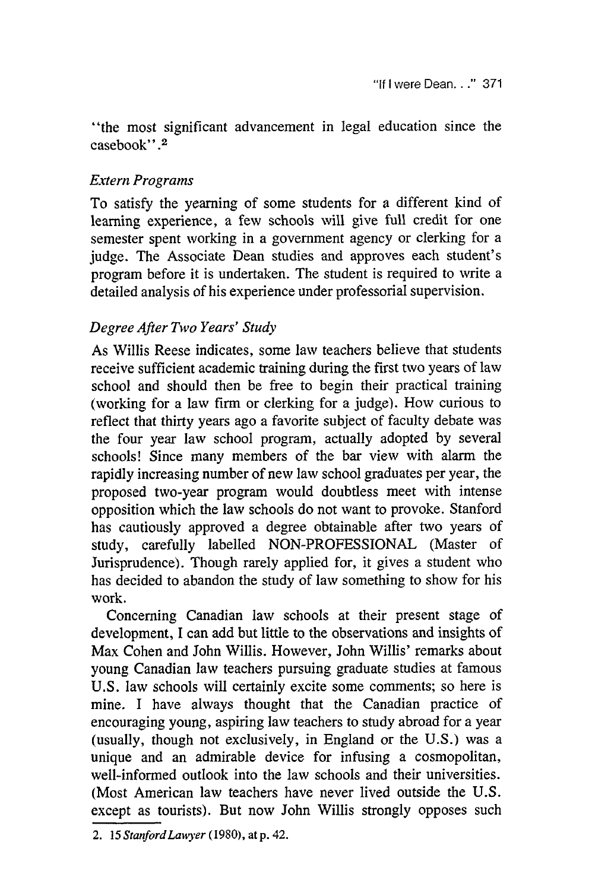"the most significant advancement in legal education since the casebook".[2]

### *Extern Programs*

To satisfy the yearning of some students for a different kind of learning experience, a few schools will give full credit for one semester spent working in a government agency or clerking for a judge. The Associate Dean studies and approves each student's program before it is undertaken. The student is required to write a detailed analysis of his experience under professorial supervision.

### *Degree After Two Years' Study*

As Willis Reese indicates, some law teachers believe that students receive sufficient academic training during the first two years of law school and should then be free to begin their practical training (working for a law firm or clerking for a judge). How curious to reflect that thirty years ago a favorite subject of faculty debate was the four year law school program, actually adopted by several schools! Since many members of the bar view with alarm the rapidly increasing number of new law school graduates per year, the proposed two-year program would doubtless meet with intense opposition which the law schools do not want to provoke. Stanford has cautiously approved a degree obtainable after two years of study, carefully labelled NON-PROFESSIONAL (Master of Jurisprudence). Though rarely applied for, it gives a student who has decided to abandon the study of law something to show for his work.

Concerning Canadian law schools at their present stage of development, I can add but little to the observations and insights of Max Cohen and John Willis. However, John Willis' remarks about young Canadian law teachers pursuing graduate studies at famous U.S. law schools will certainly excite some comments; so here is mine. I have always thought that the Canadian practice of encouraging young, aspiring law teachers to study abroad for a year (usually, though not exclusively, in England or the U.S.) was a unique and an admirable device for infusing a cosmopolitan, well-informed outlook into the law schools and their universities. (Most American law teachers have never lived outside the U.S. except as tourists). But now John Willis strongly opposes such

2. 15 *Stanford Lawyer* (1980), at p. 42.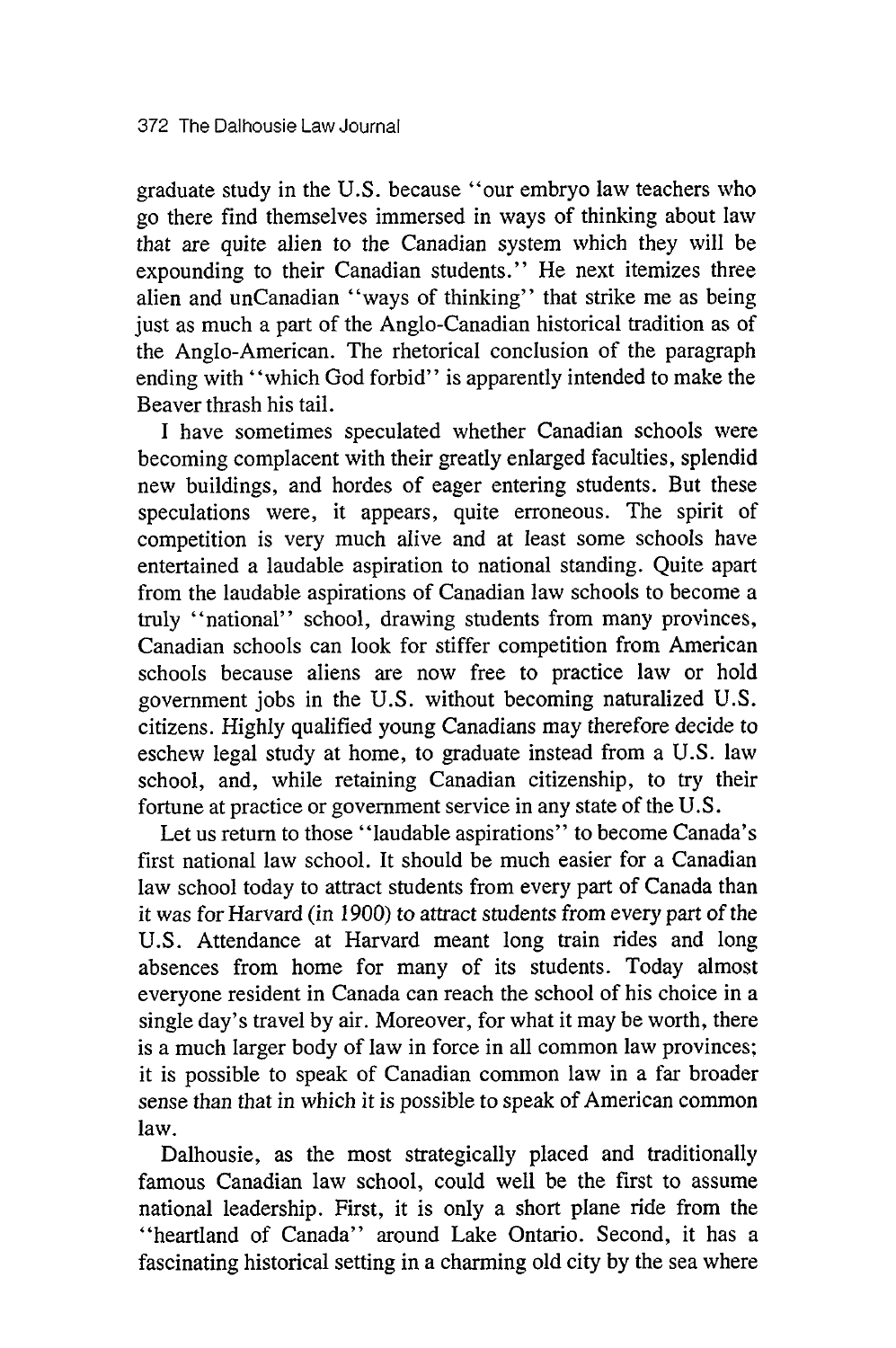graduate study in the U.S. because "our embryo law teachers who go there find themselves immersed in ways of thinking about law that are quite alien to the Canadian system which they will be expounding to their Canadian students." He next itemizes three alien and unCanadian "ways of thinking" that strike me as being just as much a part of the Anglo-Canadian historical tradition as of the Anglo-American. The rhetorical conclusion of the paragraph ending with "which God forbid" is apparently intended to make the Beaver thrash his tail.

I have sometimes speculated whether Canadian schools were becoming complacent with their greatly enlarged faculties, splendid new buildings, and hordes of eager entering students. But these speculations were, it appears, quite erroneous. The spirit of competition is very much alive and at least some schools have entertained a laudable aspiration to national standing. Quite apart from the laudable aspirations of Canadian law schools to become a truly "national" school, drawing students from many provinces, Canadian schools can look for stiffer competition from American schools because aliens are now free to practice law or hold government jobs in the U.S. without becoming naturalized U.S. citizens. Highly qualified young Canadians may therefore decide to eschew legal study at home, to graduate instead from a U.S. law school, and, while retaining Canadian citizenship, to try their fortune at practice or government service in any state of the U.S.

Let us return to those "laudable aspirations" to become Canada's first national law school. It should be much easier for a Canadian law school today to attract students from every part of Canada than it was for Harvard (in 1900) to attract students from every part of the U.S. Attendance at Harvard meant long train rides and long absences from home for many of its students. Today almost everyone resident in Canada can reach the school of his choice in a single day's travel by air. Moreover, for what it may be worth, there is a much larger body of law in force in all common law provinces; it is possible to speak of Canadian common law in a far broader sense than that in which it is possible to speak of American common law.

Dalhousie, as the most strategically placed and traditionally famous Canadian law school, could well be the first to assume national leadership. First, it is only a short plane ride from the "heartland of Canada" around Lake Ontario. Second, it has a fascinating historical setting in a charming old city by the sea where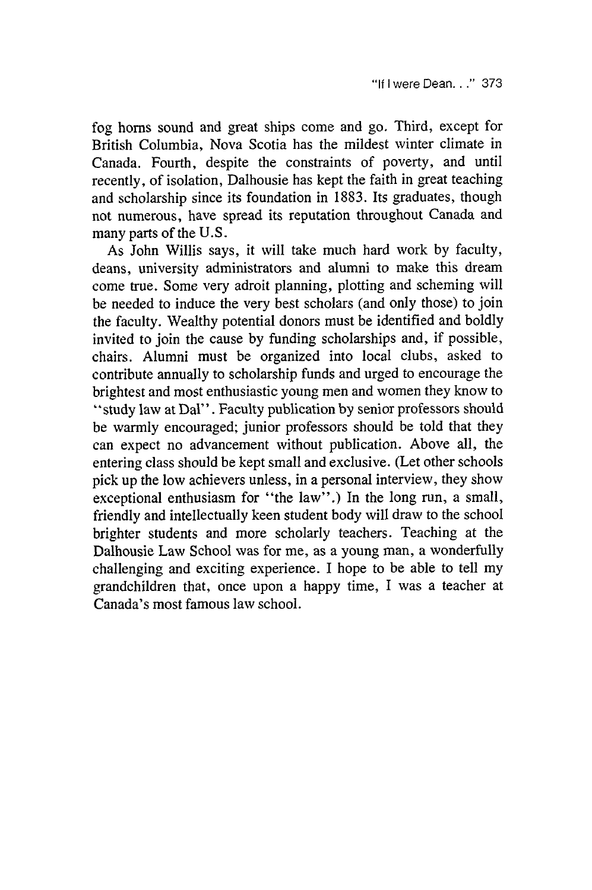fog horns sound and great ships come and go. Third, except for British Columbia, Nova Scotia has the mildest winter climate in Canada. Fourth, despite the constraints of poverty, and until recently, of isolation, Dalhousie has kept the faith in great teaching and scholarship since its foundation in 1883. Its graduates, though not numerous, have spread its reputation throughout Canada and many parts of the U.S.

As John Willis says, it will take much hard work by faculty, deans, university administrators and alumni to make this dream come true. Some very adroit planning, plotting and scheming will be needed to induce the very best scholars (and only those) to join the faculty. Wealthy potential donors must be identified and boldly invited to join the cause by funding scholarships and, if possible, chairs. Alumni must be organized into local clubs, asked to contribute annually to scholarship funds and urged to encourage the brightest and most enthusiastic young men and women they know to "study law at Dal". Faculty publication by senior professors should be warmly encouraged; junior professors should be told that they can expect no advancement without publication. Above all, the entering class should be kept small and exclusive. (Let other schools pick up the low achievers unless, in a personal interview, they show exceptional enthusiasm for "the law".) In the long run, a small, friendly and intellectually keen student body will draw to the school brighter students and more scholarly teachers. Teaching at the Dalhousie Law School was for me, as a young man, a wonderfully challenging and exciting experience. I hope to be able to tell my grandchildren that, once upon a happy time, I was a teacher at Canada's most famous law school.